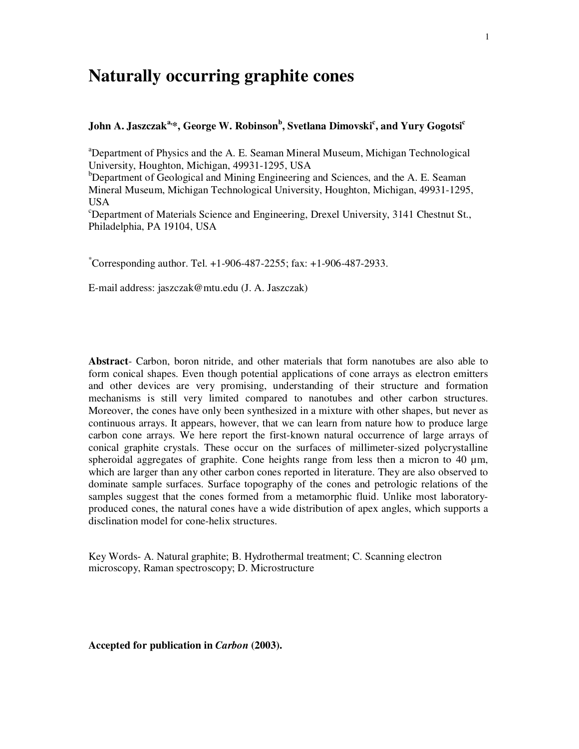# Naturally occurring graphite cones

**John A. Jaszczak[a,*], George W. Robinson[b], Svetlana Dimovski[c], and Yury Gogotsi[c]**

[a]Department of Physics and the A. E. Seaman Mineral Museum, Michigan Technological University, Houghton, Michigan, 49931-1295, USA
[b]Department of Geological and Mining Engineering and Sciences, and the A. E. Seaman Mineral Museum, Michigan Technological University, Houghton, Michigan, 49931-1295, USA
[c]Department of Materials Science and Engineering, Drexel University, 3141 Chestnut St., Philadelphia, PA 19104, USA

[*]Corresponding author. Tel. +1-906-487-2255; fax: +1-906-487-2933.

E-mail address: jaszczak@mtu.edu (J. A. Jaszczak)

**Abstract**- Carbon, boron nitride, and other materials that form nanotubes are also able to form conical shapes. Even though potential applications of cone arrays as electron emitters and other devices are very promising, understanding of their structure and formation mechanisms is still very limited compared to nanotubes and other carbon structures. Moreover, the cones have only been synthesized in a mixture with other shapes, but never as continuous arrays. It appears, however, that we can learn from nature how to produce large carbon cone arrays. We here report the first-known natural occurrence of large arrays of conical graphite crystals. These occur on the surfaces of millimeter-sized polycrystalline spheroidal aggregates of graphite. Cone heights range from less then a micron to 40 μm, which are larger than any other carbon cones reported in literature. They are also observed to dominate sample surfaces. Surface topography of the cones and petrologic relations of the samples suggest that the cones formed from a metamorphic fluid. Unlike most laboratory-produced cones, the natural cones have a wide distribution of apex angles, which supports a disclination model for cone-helix structures.

Key Words- A. Natural graphite; B. Hydrothermal treatment; C. Scanning electron microscopy, Raman spectroscopy; D. Microstructure

**Accepted for publication in *Carbon* (2003).**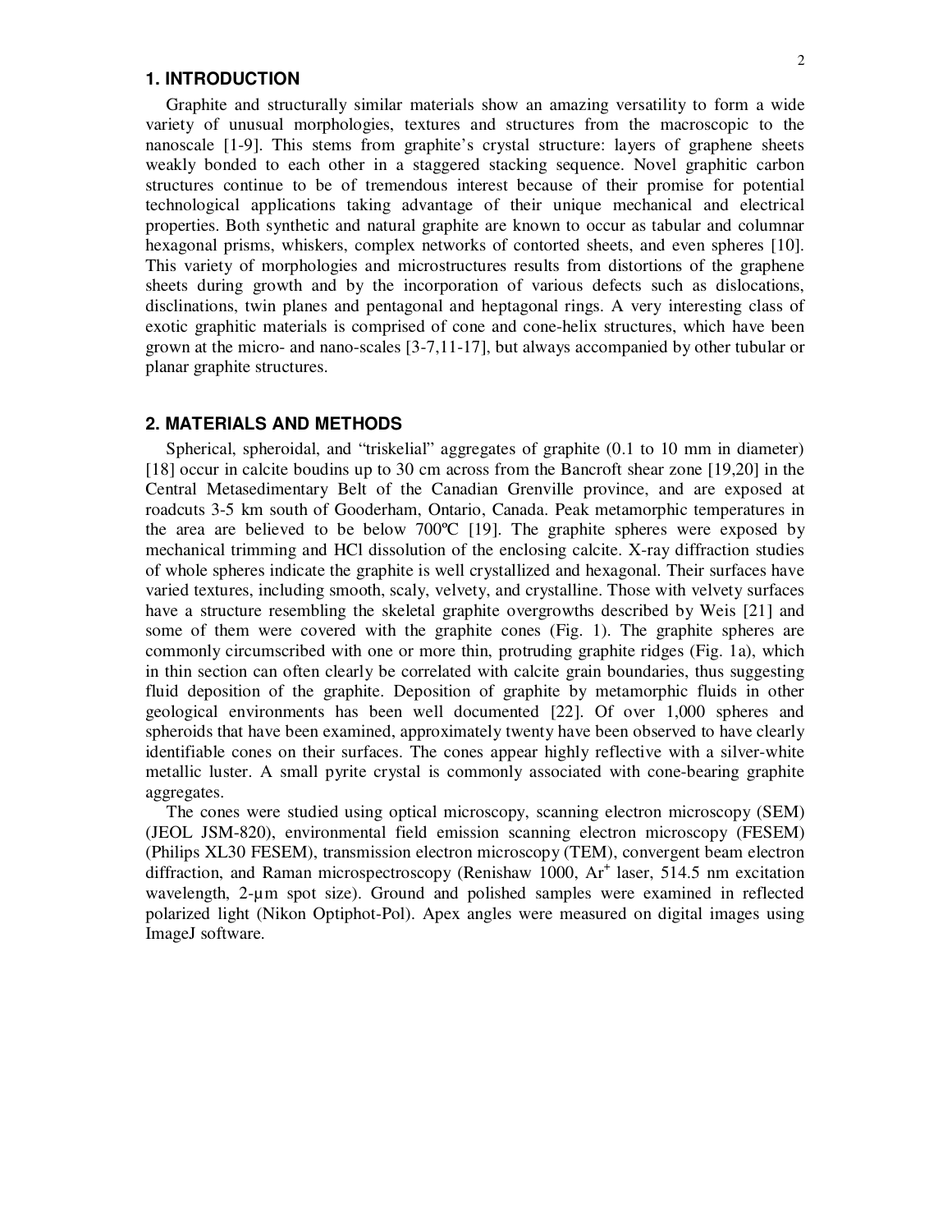## 1. INTRODUCTION

Graphite and structurally similar materials show an amazing versatility to form a wide variety of unusual morphologies, textures and structures from the macroscopic to the nanoscale [1-9]. This stems from graphite's crystal structure: layers of graphene sheets weakly bonded to each other in a staggered stacking sequence. Novel graphitic carbon structures continue to be of tremendous interest because of their promise for potential technological applications taking advantage of their unique mechanical and electrical properties. Both synthetic and natural graphite are known to occur as tabular and columnar hexagonal prisms, whiskers, complex networks of contorted sheets, and even spheres [10]. This variety of morphologies and microstructures results from distortions of the graphene sheets during growth and by the incorporation of various defects such as dislocations, disclinations, twin planes and pentagonal and heptagonal rings. A very interesting class of exotic graphitic materials is comprised of cone and cone-helix structures, which have been grown at the micro- and nano-scales [3-7,11-17], but always accompanied by other tubular or planar graphite structures.

## 2. MATERIALS AND METHODS

Spherical, spheroidal, and "triskelial" aggregates of graphite (0.1 to 10 mm in diameter) [18] occur in calcite boudins up to 30 cm across from the Bancroft shear zone [19,20] in the Central Metasedimentary Belt of the Canadian Grenville province, and are exposed at roadcuts 3-5 km south of Gooderham, Ontario, Canada. Peak metamorphic temperatures in the area are believed to be below 700ºC [19]. The graphite spheres were exposed by mechanical trimming and HCl dissolution of the enclosing calcite. X-ray diffraction studies of whole spheres indicate the graphite is well crystallized and hexagonal. Their surfaces have varied textures, including smooth, scaly, velvety, and crystalline. Those with velvety surfaces have a structure resembling the skeletal graphite overgrowths described by Weis [21] and some of them were covered with the graphite cones (Fig. 1). The graphite spheres are commonly circumscribed with one or more thin, protruding graphite ridges (Fig. 1a), which in thin section can often clearly be correlated with calcite grain boundaries, thus suggesting fluid deposition of the graphite. Deposition of graphite by metamorphic fluids in other geological environments has been well documented [22]. Of over 1,000 spheres and spheroids that have been examined, approximately twenty have been observed to have clearly identifiable cones on their surfaces. The cones appear highly reflective with a silver-white metallic luster. A small pyrite crystal is commonly associated with cone-bearing graphite aggregates.

The cones were studied using optical microscopy, scanning electron microscopy (SEM) (JEOL JSM-820), environmental field emission scanning electron microscopy (FESEM) (Philips XL30 FESEM), transmission electron microscopy (TEM), convergent beam electron diffraction, and Raman microspectroscopy (Renishaw 1000, $Ar^+$ laser, 514.5 nm excitation wavelength, 2-μm spot size). Ground and polished samples were examined in reflected polarized light (Nikon Optiphot-Pol). Apex angles were measured on digital images using ImageJ software.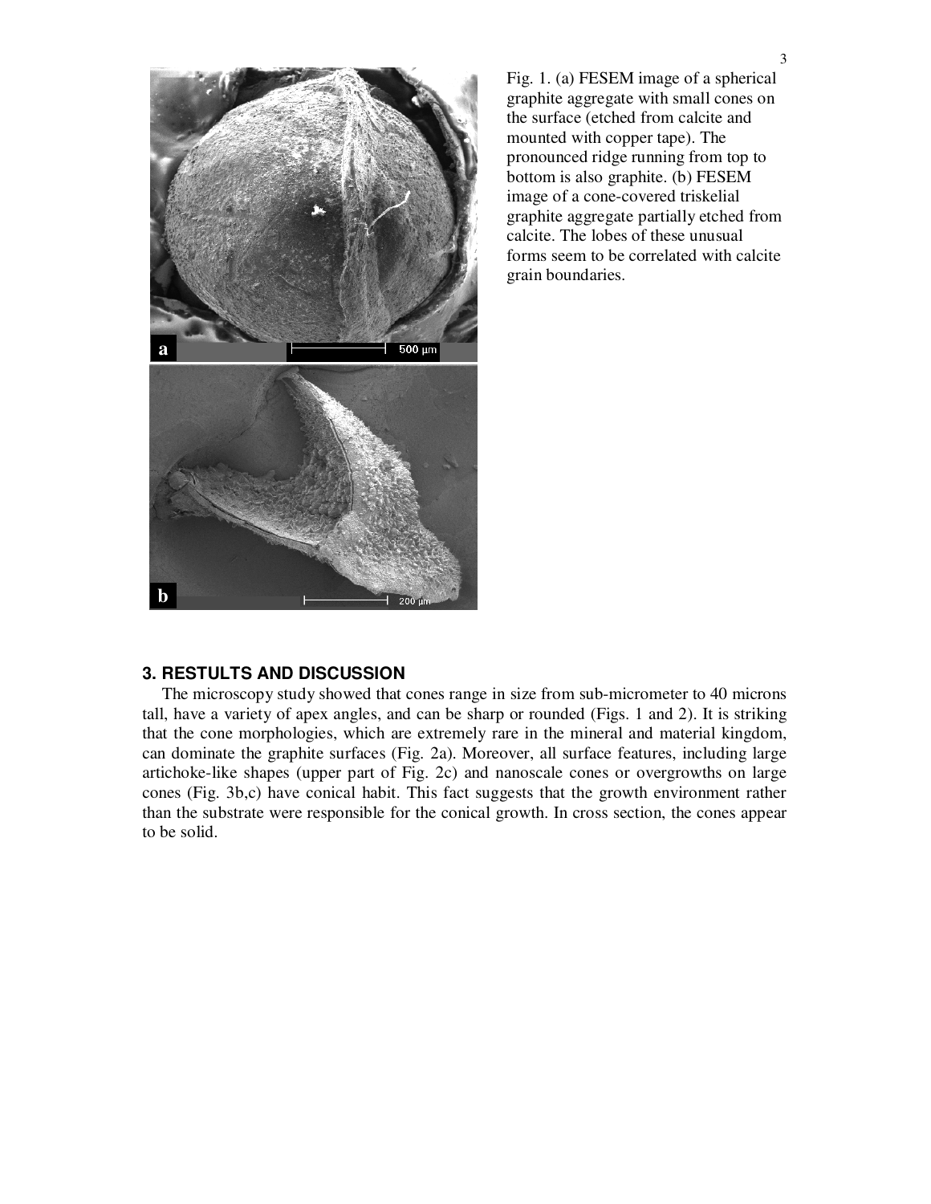Fig. 1. (a) FESEM image of a spherical graphite aggregate with small cones on the surface (etched from calcite and mounted with copper tape). The pronounced ridge running from top to bottom is also graphite. (b) FESEM image of a cone-covered triskelial graphite aggregate partially etched from calcite. The lobes of these unusual forms seem to be correlated with calcite grain boundaries.

## 3. RESTULTS AND DISCUSSION

The microscopy study showed that cones range in size from sub-micrometer to 40 microns tall, have a variety of apex angles, and can be sharp or rounded (Figs. 1 and 2). It is striking that the cone morphologies, which are extremely rare in the mineral and material kingdom, can dominate the graphite surfaces (Fig. 2a). Moreover, all surface features, including large artichoke-like shapes (upper part of Fig. 2c) and nanoscale cones or overgrowths on large cones (Fig. 3b,c) have conical habit. This fact suggests that the growth environment rather than the substrate were responsible for the conical growth. In cross section, the cones appear to be solid.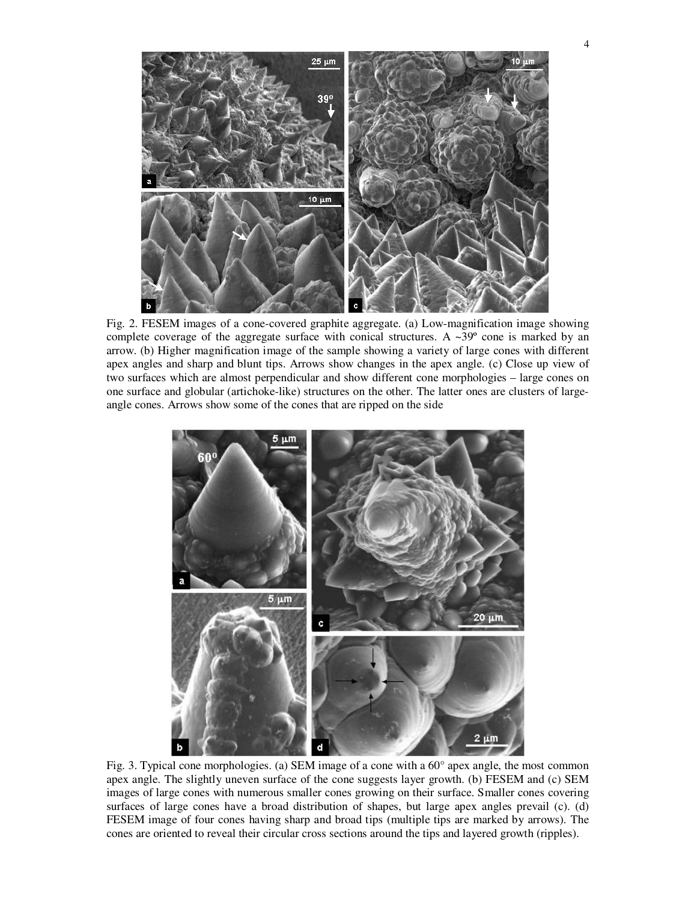Fig. 2. FESEM images of a cone-covered graphite aggregate. (a) Low-magnification image showing complete coverage of the aggregate surface with conical structures. A ~39º cone is marked by an arrow. (b) Higher magnification image of the sample showing a variety of large cones with different apex angles and sharp and blunt tips. Arrows show changes in the apex angle. (c) Close up view of two surfaces which are almost perpendicular and show different cone morphologies – large cones on one surface and globular (artichoke-like) structures on the other. The latter ones are clusters of large-angle cones. Arrows show some of the cones that are ripped on the side

Fig. 3. Typical cone morphologies. (a) SEM image of a cone with a 60° apex angle, the most common apex angle. The slightly uneven surface of the cone suggests layer growth. (b) FESEM and (c) SEM images of large cones with numerous smaller cones growing on their surface. Smaller cones covering surfaces of large cones have a broad distribution of shapes, but large apex angles prevail (c). (d) FESEM image of four cones having sharp and broad tips (multiple tips are marked by arrows). The cones are oriented to reveal their circular cross sections around the tips and layered growth (ripples).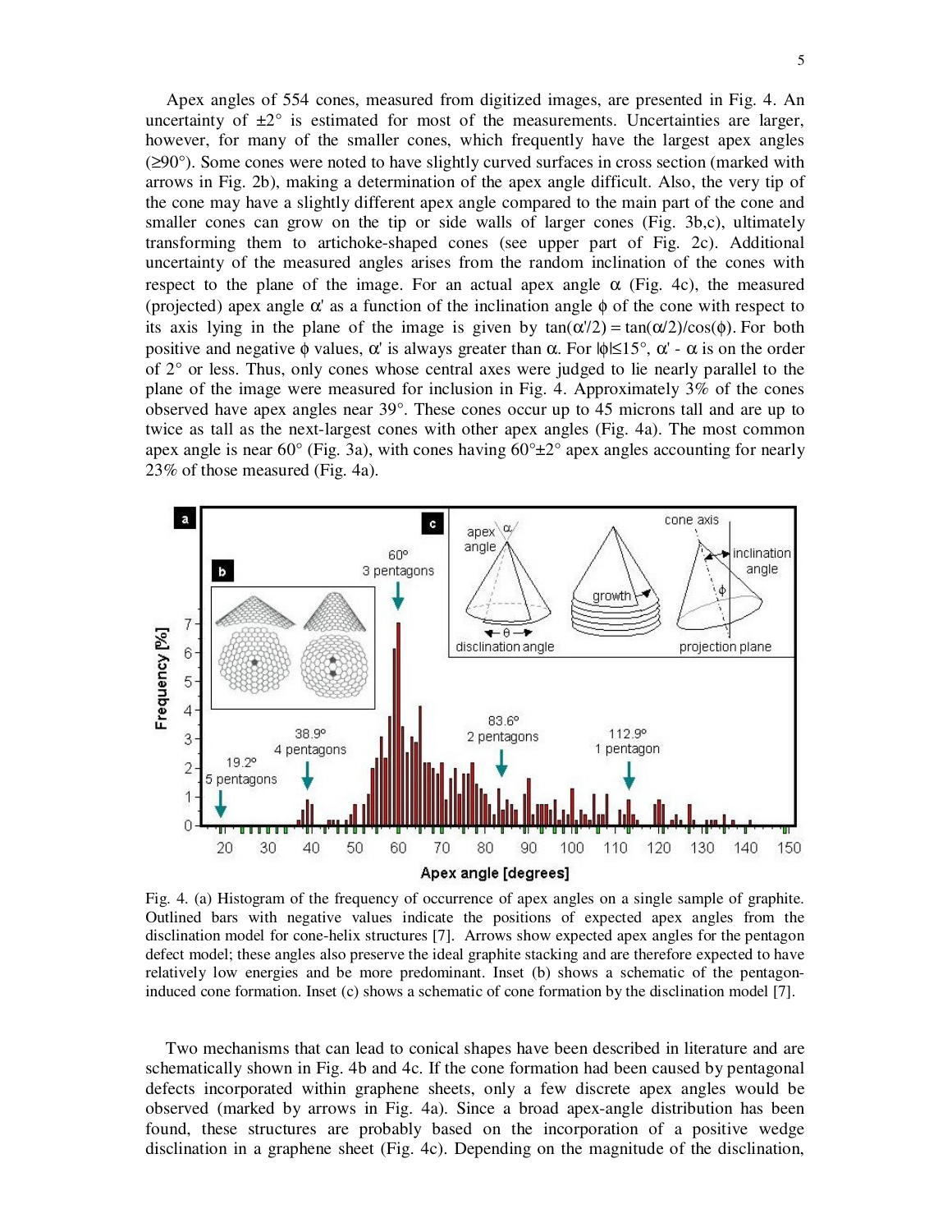Apex angles of 554 cones, measured from digitized images, are presented in Fig. 4. An uncertainty of ±2° is estimated for most of the measurements. Uncertainties are larger, however, for many of the smaller cones, which frequently have the largest apex angles (≥90°). Some cones were noted to have slightly curved surfaces in cross section (marked with arrows in Fig. 2b), making a determination of the apex angle difficult. Also, the very tip of the cone may have a slightly different apex angle compared to the main part of the cone and smaller cones can grow on the tip or side walls of larger cones (Fig. 3b,c), ultimately transforming them to artichoke-shaped cones (see upper part of Fig. 2c). Additional uncertainty of the measured angles arises from the random inclination of the cones with respect to the plane of the image. For an actual apex angle $\alpha$ (Fig. 4c), the measured (projected) apex angle $\alpha'$ as a function of the inclination angle $\phi$ of the cone with respect to its axis lying in the plane of the image is given by $\tan(\alpha'/2) = \tan(\alpha/2)/\cos(\phi)$. For both positive and negative $\phi$ values, $\alpha'$ is always greater than $\alpha$. For $|\phi| \leq 15°$, $\alpha' - \alpha$ is on the order of 2° or less. Thus, only cones whose central axes were judged to lie nearly parallel to the plane of the image were measured for inclusion in Fig. 4. Approximately 3% of the cones observed have apex angles near 39°. These cones occur up to 45 microns tall and are up to twice as tall as the next-largest cones with other apex angles (Fig. 4a). The most common apex angle is near 60° (Fig. 3a), with cones having 60°±2° apex angles accounting for nearly 23% of those measured (Fig. 4a).

Fig. 4. (a) Histogram of the frequency of occurrence of apex angles on a single sample of graphite. Outlined bars with negative values indicate the positions of expected apex angles from the disclination model for cone-helix structures [7]. Arrows show expected apex angles for the pentagon defect model; these angles also preserve the ideal graphite stacking and are therefore expected to have relatively low energies and be more predominant. Inset (b) shows a schematic of the pentagon-induced cone formation. Inset (c) shows a schematic of cone formation by the disclination model [7].

Two mechanisms that can lead to conical shapes have been described in literature and are schematically shown in Fig. 4b and 4c. If the cone formation had been caused by pentagonal defects incorporated within graphene sheets, only a few discrete apex angles would be observed (marked by arrows in Fig. 4a). Since a broad apex-angle distribution has been found, these structures are probably based on the incorporation of a positive wedge disclination in a graphene sheet (Fig. 4c). Depending on the magnitude of the disclination,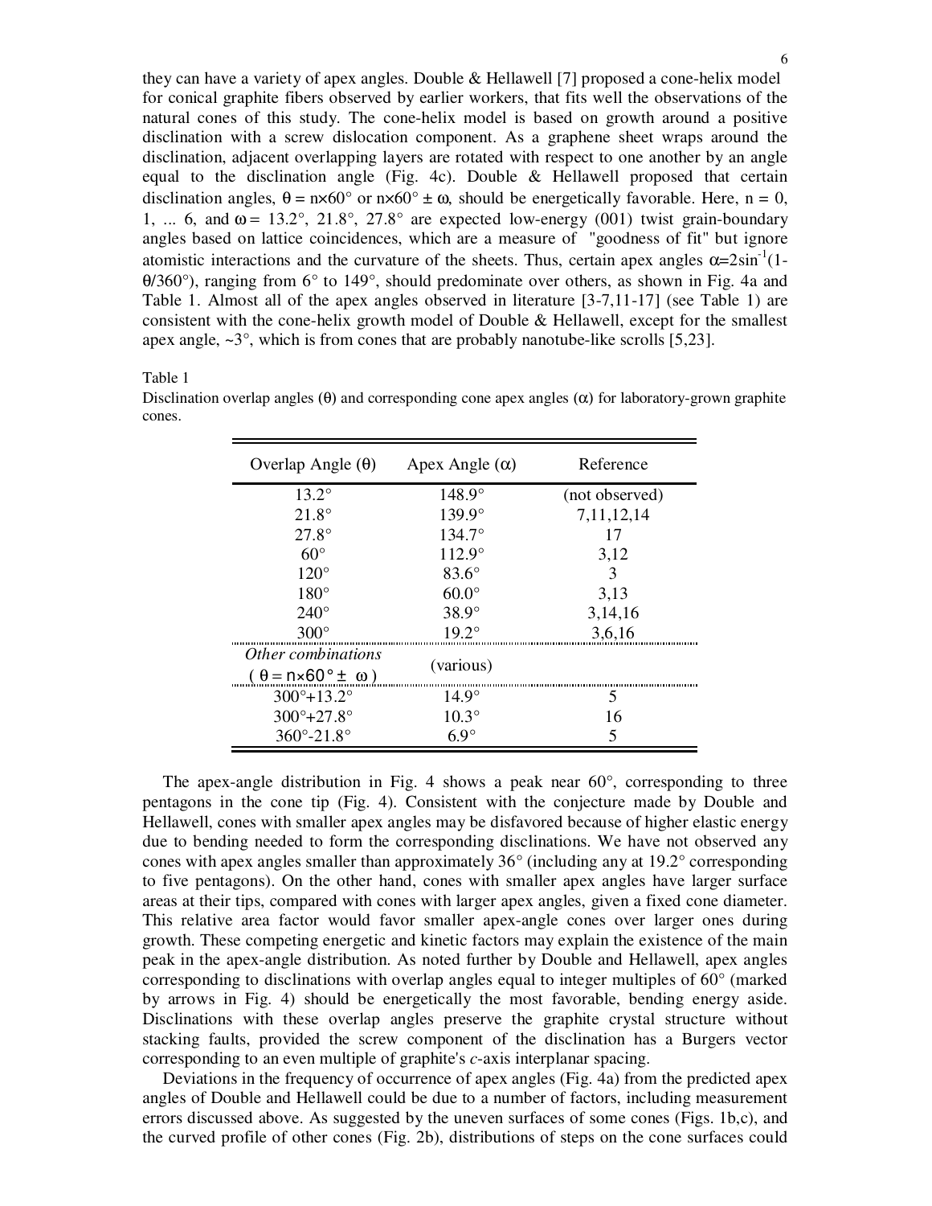they can have a variety of apex angles. Double & Hellawell [7] proposed a cone-helix model for conical graphite fibers observed by earlier workers, that fits well the observations of the natural cones of this study. The cone-helix model is based on growth around a positive disclination with a screw dislocation component. As a graphene sheet wraps around the disclination, adjacent overlapping layers are rotated with respect to one another by an angle equal to the disclination angle (Fig. 4c). Double & Hellawell proposed that certain disclination angles, $\theta = n\times60°$ or $n\times60° \pm \omega$, should be energetically favorable. Here, $n = 0, 1, \ldots 6$, and $\omega = 13.2°, 21.8°, 27.8°$ are expected low-energy (001) twist grain-boundary angles based on lattice coincidences, which are a measure of "goodness of fit" but ignore atomistic interactions and the curvature of the sheets. Thus, certain apex angles $\alpha = 2\sin^{-1}(1-\theta/360°)$, ranging from 6° to 149°, should predominate over others, as shown in Fig. 4a and Table 1. Almost all of the apex angles observed in literature [3-7,11-17] (see Table 1) are consistent with the cone-helix growth model of Double & Hellawell, except for the smallest apex angle, ~3°, which is from cones that are probably nanotube-like scrolls [5,23].

Table 1
Disclination overlap angles ($\theta$) and corresponding cone apex angles ($\alpha$) for laboratory-grown graphite cones.

| Overlap Angle ($\theta$) | Apex Angle ($\alpha$) | Reference |
|---|---|---|
| 13.2° | 148.9° | (not observed) |
| 21.8° | 139.9° | 7,11,12,14 |
| 27.8° | 134.7° | 17 |
| 60° | 112.9° | 3,12 |
| 120° | 83.6° | 3 |
| 180° | 60.0° | 3,13 |
| 240° | 38.9° | 3,14,16 |
| 300° | 19.2° | 3,6,16 |
| *Other combinations* ($\theta = n\times60° \pm \omega$) | (various) | |
| 300°+13.2° | 14.9° | 5 |
| 300°+27.8° | 10.3° | 16 |
| 360°-21.8° | 6.9° | 5 |

The apex-angle distribution in Fig. 4 shows a peak near 60°, corresponding to three pentagons in the cone tip (Fig. 4). Consistent with the conjecture made by Double and Hellawell, cones with smaller apex angles may be disfavored because of higher elastic energy due to bending needed to form the corresponding disclinations. We have not observed any cones with apex angles smaller than approximately 36° (including any at 19.2° corresponding to five pentagons). On the other hand, cones with smaller apex angles have larger surface areas at their tips, compared with cones with larger apex angles, given a fixed cone diameter. This relative area factor would favor smaller apex-angle cones over larger ones during growth. These competing energetic and kinetic factors may explain the existence of the main peak in the apex-angle distribution. As noted further by Double and Hellawell, apex angles corresponding to disclinations with overlap angles equal to integer multiples of 60° (marked by arrows in Fig. 4) should be energetically the most favorable, bending energy aside. Disclinations with these overlap angles preserve the graphite crystal structure without stacking faults, provided the screw component of the disclination has a Burgers vector corresponding to an even multiple of graphite's *c*-axis interplanar spacing.

Deviations in the frequency of occurrence of apex angles (Fig. 4a) from the predicted apex angles of Double and Hellawell could be due to a number of factors, including measurement errors discussed above. As suggested by the uneven surfaces of some cones (Figs. 1b,c), and the curved profile of other cones (Fig. 2b), distributions of steps on the cone surfaces could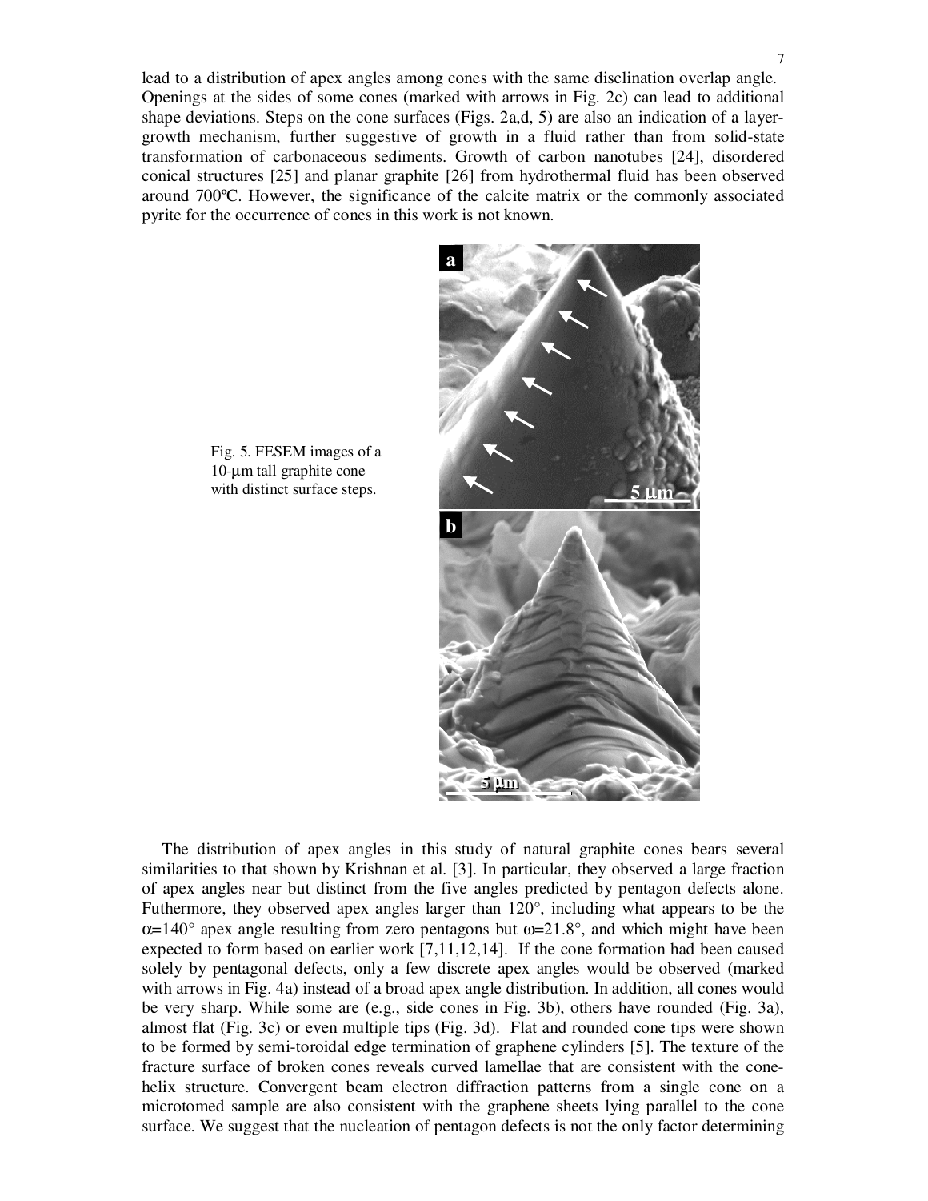lead to a distribution of apex angles among cones with the same disclination overlap angle. Openings at the sides of some cones (marked with arrows in Fig. 2c) can lead to additional shape deviations. Steps on the cone surfaces (Figs. 2a,d, 5) are also an indication of a layer-growth mechanism, further suggestive of growth in a fluid rather than from solid-state transformation of carbonaceous sediments. Growth of carbon nanotubes [24], disordered conical structures [25] and planar graphite [26] from hydrothermal fluid has been observed around 700ºC. However, the significance of the calcite matrix or the commonly associated pyrite for the occurrence of cones in this work is not known.

Fig. 5. FESEM images of a 10-µm tall graphite cone with distinct surface steps.

The distribution of apex angles in this study of natural graphite cones bears several similarities to that shown by Krishnan et al. [3]. In particular, they observed a large fraction of apex angles near but distinct from the five angles predicted by pentagon defects alone. Futhermore, they observed apex angles larger than 120°, including what appears to be the $\alpha$=140° apex angle resulting from zero pentagons but $\omega$=21.8°, and which might have been expected to form based on earlier work [7,11,12,14]. If the cone formation had been caused solely by pentagonal defects, only a few discrete apex angles would be observed (marked with arrows in Fig. 4a) instead of a broad apex angle distribution. In addition, all cones would be very sharp. While some are (e.g., side cones in Fig. 3b), others have rounded (Fig. 3a), almost flat (Fig. 3c) or even multiple tips (Fig. 3d). Flat and rounded cone tips were shown to be formed by semi-toroidal edge termination of graphene cylinders [5]. The texture of the fracture surface of broken cones reveals curved lamellae that are consistent with the cone-helix structure. Convergent beam electron diffraction patterns from a single cone on a microtomed sample are also consistent with the graphene sheets lying parallel to the cone surface. We suggest that the nucleation of pentagon defects is not the only factor determining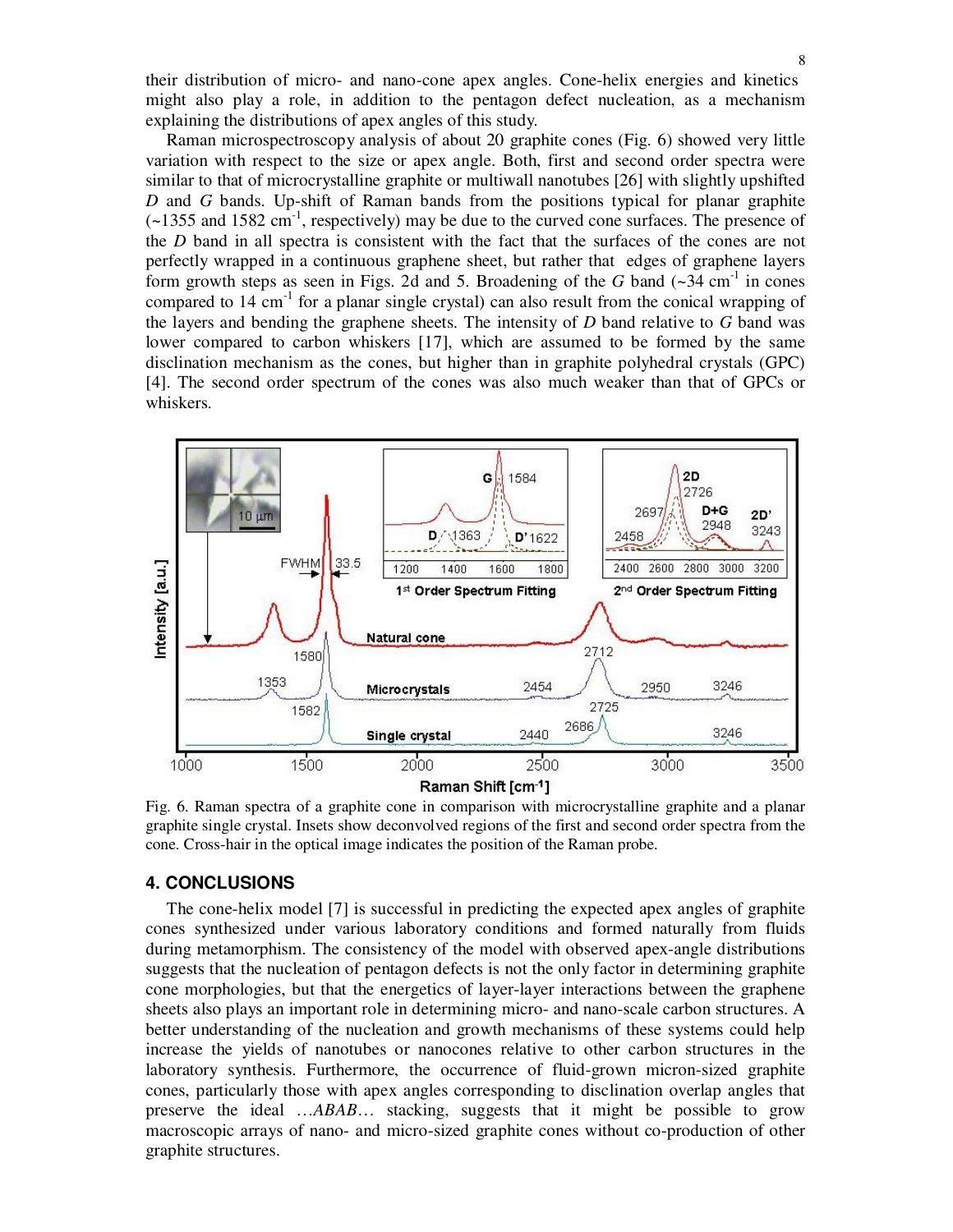their distribution of micro- and nano-cone apex angles. Cone-helix energies and kinetics might also play a role, in addition to the pentagon defect nucleation, as a mechanism explaining the distributions of apex angles of this study.

Raman microspectroscopy analysis of about 20 graphite cones (Fig. 6) showed very little variation with respect to the size or apex angle. Both, first and second order spectra were similar to that of microcrystalline graphite or multiwall nanotubes [26] with slightly upshifted *D* and *G* bands. Up-shift of Raman bands from the positions typical for planar graphite (~1355 and 1582 $cm^{-1}$, respectively) may be due to the curved cone surfaces. The presence of the *D* band in all spectra is consistent with the fact that the surfaces of the cones are not perfectly wrapped in a continuous graphene sheet, but rather that edges of graphene layers form growth steps as seen in Figs. 2d and 5. Broadening of the *G* band (~34 $cm^{-1}$ in cones compared to 14 $cm^{-1}$ for a planar single crystal) can also result from the conical wrapping of the layers and bending the graphene sheets. The intensity of *D* band relative to *G* band was lower compared to carbon whiskers [17], which are assumed to be formed by the same disclination mechanism as the cones, but higher than in graphite polyhedral crystals (GPC) [4]. The second order spectrum of the cones was also much weaker than that of GPCs or whiskers.

Fig. 6. Raman spectra of a graphite cone in comparison with microcrystalline graphite and a planar graphite single crystal. Insets show deconvolved regions of the first and second order spectra from the cone. Cross-hair in the optical image indicates the position of the Raman probe.

## 4. CONCLUSIONS

The cone-helix model [7] is successful in predicting the expected apex angles of graphite cones synthesized under various laboratory conditions and formed naturally from fluids during metamorphism. The consistency of the model with observed apex-angle distributions suggests that the nucleation of pentagon defects is not the only factor in determining graphite cone morphologies, but that the energetics of layer-layer interactions between the graphene sheets also plays an important role in determining micro- and nano-scale carbon structures. A better understanding of the nucleation and growth mechanisms of these systems could help increase the yields of nanotubes or nanocones relative to other carbon structures in the laboratory synthesis. Furthermore, the occurrence of fluid-grown micron-sized graphite cones, particularly those with apex angles corresponding to disclination overlap angles that preserve the ideal …*ABAB*… stacking, suggests that it might be possible to grow macroscopic arrays of nano- and micro-sized graphite cones without co-production of other graphite structures.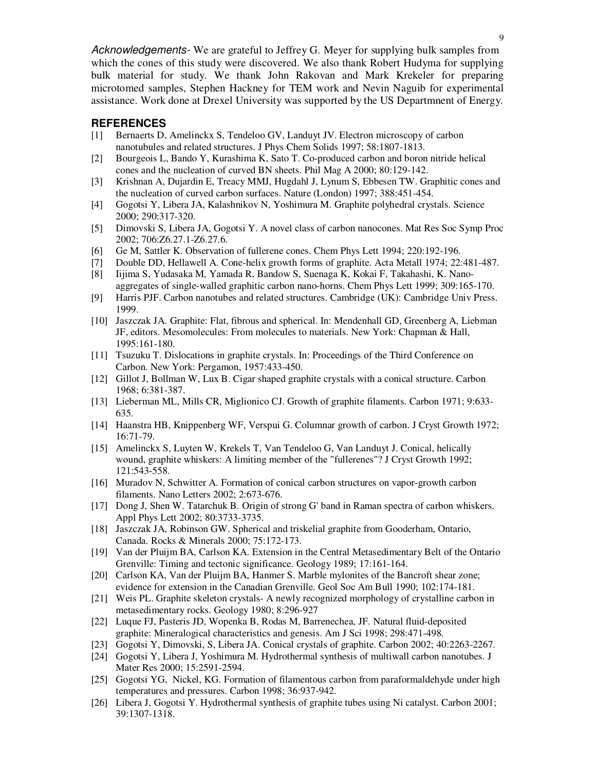*Acknowledgements-* We are grateful to Jeffrey G. Meyer for supplying bulk samples from which the cones of this study were discovered. We also thank Robert Hudyma for supplying bulk material for study. We thank John Rakovan and Mark Krekeler for preparing microtomed samples, Stephen Hackney for TEM work and Nevin Naguib for experimental assistance. Work done at Drexel University was supported by the US Departmnent of Energy.

## REFERENCES

[1] Bernaerts D, Amelinckx S, Tendeloo GV, Landuyt JV. Electron microscopy of carbon nanotubules and related structures. J Phys Chem Solids 1997; 58:1807-1813.

[2] Bourgeois L, Bando Y, Kurashima K, Sato T. Co-produced carbon and boron nitride helical cones and the nucleation of curved BN sheets. Phil Mag A 2000; 80:129-142.

[3] Krishnan A, Dujardin E, Treacy MMJ, Hugdahl J, Lynum S, Ebbesen TW. Graphitic cones and the nucleation of curved carbon surfaces. Nature (London) 1997; 388:451-454.

[4] Gogotsi Y, Libera JA, Kalashnikov N, Yoshimura M. Graphite polyhedral crystals. Science 2000; 290:317-320.

[5] Dimovski S, Libera JA, Gogotsi Y. A novel class of carbon nanocones. Mat Res Soc Symp Proc 2002; 706:Z6.27.1-Z6.27.6.

[6] Ge M, Sattler K. Observation of fullerene cones. Chem Phys Lett 1994; 220:192-196.

[7] Double DD, Hellawell A. Cone-helix growth forms of graphite. Acta Metall 1974; 22:481-487.

[8] Iijima S, Yudasaka M, Yamada R, Bandow S, Suenaga K, Kokai F, Takahashi, K. Nano-aggregates of single-walled graphitic carbon nano-horns. Chem Phys Lett 1999; 309:165-170.

[9] Harris PJF. Carbon nanotubes and related structures. Cambridge (UK): Cambridge Univ Press. 1999.

[10] Jaszczak JA. Graphite: Flat, fibrous and spherical. In: Mendenhall GD, Greenberg A, Liebman JF, editors. Mesomolecules: From molecules to materials. New York: Chapman & Hall, 1995:161-180.

[11] Tsuzuku T. Dislocations in graphite crystals. In: Proceedings of the Third Conference on Carbon. New York: Pergamon, 1957:433-450.

[12] Gillot J, Bollman W, Lux B. Cigar shaped graphite crystals with a conical structure. Carbon 1968; 6:381-387.

[13] Lieberman ML, Mills CR, Miglionico CJ. Growth of graphite filaments. Carbon 1971; 9:633-635.

[14] Haanstra HB, Knippenberg WF, Verspui G. Columnar growth of carbon. J Cryst Growth 1972; 16:71-79.

[15] Amelinckx S, Luyten W, Krekels T, Van Tendeloo G, Van Landuyt J. Conical, helically wound, graphite whiskers: A limiting member of the "fullerenes"? J Cryst Growth 1992; 121:543-558.

[16] Muradov N, Schwitter A. Formation of conical carbon structures on vapor-growth carbon filaments. Nano Letters 2002; 2:673-676.

[17] Dong J, Shen W. Tatarchuk B. Origin of strong G' band in Raman spectra of carbon whiskers. Appl Phys Lett 2002; 80:3733-3735.

[18] Jaszczak JA, Robinson GW. Spherical and triskelial graphite from Gooderham, Ontario, Canada. Rocks & Minerals 2000; 75:172-173.

[19] Van der Pluijm BA, Carlson KA. Extension in the Central Metasedimentary Belt of the Ontario Grenville: Timing and tectonic significance. Geology 1989; 17:161-164.

[20] Carlson KA, Van der Pluijm BA, Hanmer S. Marble mylonites of the Bancroft shear zone; evidence for extension in the Canadian Grenville. Geol Soc Am Bull 1990; 102:174-181.

[21] Weis PL. Graphite skeleton crystals- A newly recognized morphology of crystalline carbon in metasedimentary rocks. Geology 1980; 8:296-927

[22] Luque FJ, Pasteris JD, Wopenka B, Rodas M, Barrenechea, JF. Natural fluid-deposited graphite: Mineralogical characteristics and genesis. Am J Sci 1998; 298:471-498.

[23] Gogotsi Y, Dimovski, S, Libera JA. Conical crystals of graphite. Carbon 2002; 40:2263-2267.

[24] Gogotsi Y, Libera J, Yoshimura M. Hydrothermal synthesis of multiwall carbon nanotubes. J Mater Res 2000; 15:2591-2594.

[25] Gogotsi YG, Nickel, KG. Formation of filamentous carbon from paraformaldehyde under high temperatures and pressures. Carbon 1998; 36:937-942.

[26] Libera J, Gogotsi Y. Hydrothermal synthesis of graphite tubes using Ni catalyst. Carbon 2001; 39:1307-1318.